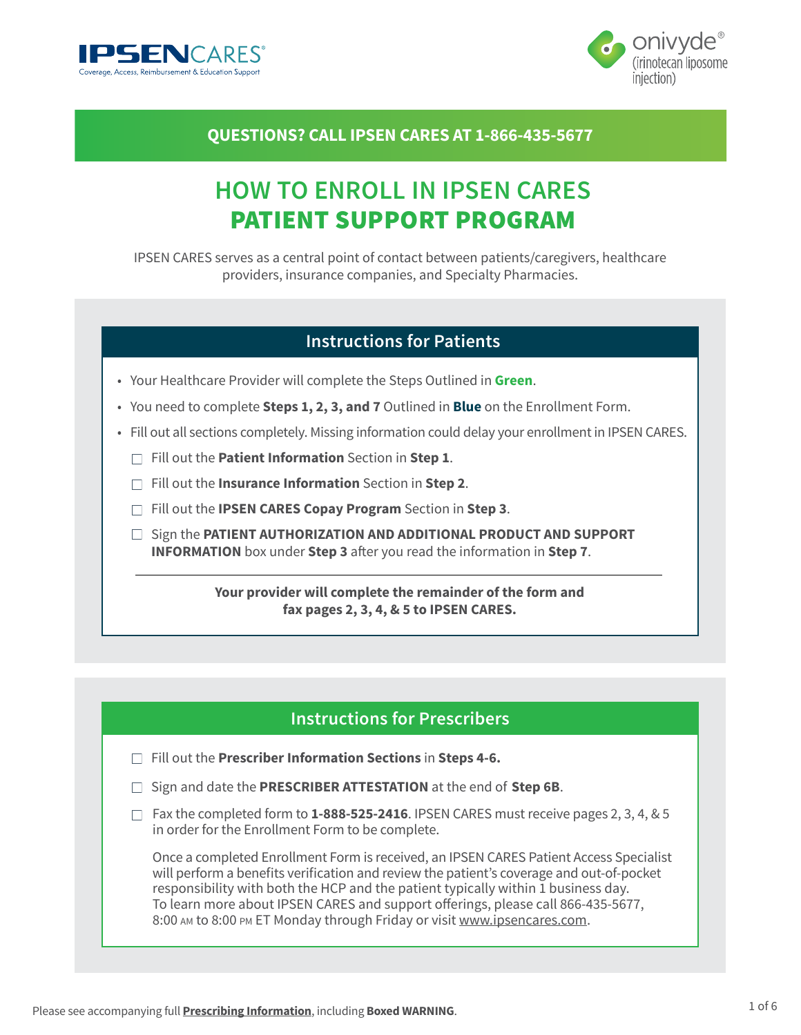IPSEN CARES
Coverage, Access, Reimbursement & Education Support

onivyde® (irinotecan liposome injection)

**QUESTIONS? CALL IPSEN CARES AT 1-866-435-5677**

# HOW TO ENROLL IN IPSEN CARES PATIENT SUPPORT PROGRAM

IPSEN CARES serves as a central point of contact between patients/caregivers, healthcare providers, insurance companies, and Specialty Pharmacies.

## Instructions for Patients

- Your Healthcare Provider will complete the Steps Outlined in **Green**.
- You need to complete **Steps 1, 2, 3, and 7** Outlined in **Blue** on the Enrollment Form.
- Fill out all sections completely. Missing information could delay your enrollment in IPSEN CARES.

☐ Fill out the **Patient Information** Section in **Step 1**.

☐ Fill out the **Insurance Information** Section in **Step 2**.

☐ Fill out the **IPSEN CARES Copay Program** Section in **Step 3**.

☐ Sign the **PATIENT AUTHORIZATION AND ADDITIONAL PRODUCT AND SUPPORT INFORMATION** box under **Step 3** after you read the information in **Step 7**.

**Your provider will complete the remainder of the form and fax pages 2, 3, 4, & 5 to IPSEN CARES.**

## Instructions for Prescribers

☐ Fill out the **Prescriber Information Sections** in **Steps 4-6.**

☐ Sign and date the **PRESCRIBER ATTESTATION** at the end of **Step 6B**.

☐ Fax the completed form to **1-888-525-2416**. IPSEN CARES must receive pages 2, 3, 4, & 5 in order for the Enrollment Form to be complete.

Once a completed Enrollment Form is received, an IPSEN CARES Patient Access Specialist will perform a benefits verification and review the patient's coverage and out-of-pocket responsibility with both the HCP and the patient typically within 1 business day. To learn more about IPSEN CARES and support offerings, please call 866-435-5677, 8:00 AM to 8:00 PM ET Monday through Friday or visit www.ipsencares.com.

Please see accompanying full **Prescribing Information**, including **Boxed WARNING**.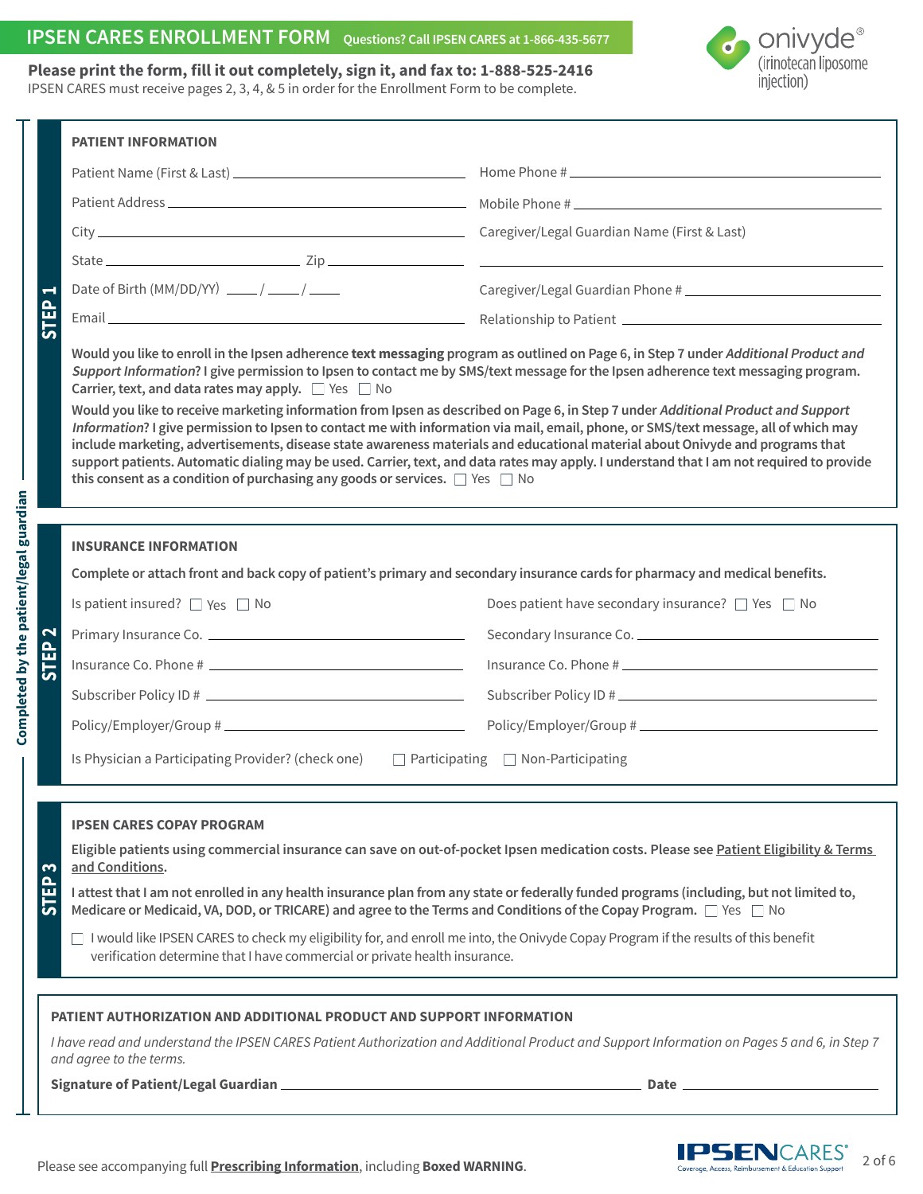# IPSEN CARES ENROLLMENT FORM

Questions? Call IPSEN CARES at 1-866-435-5677

**Please print the form, fill it out completely, sign it, and fax to: 1-888-525-2416**

IPSEN CARES must receive pages 2, 3, 4, & 5 in order for the Enrollment Form to be complete.

onivyde® (irinotecan liposome injection)

*Completed by the patient/legal guardian*

## STEP 1

### PATIENT INFORMATION

Patient Name (First & Last) ______________________

Home Phone # ______________________

Patient Address ______________________

Mobile Phone # ______________________

City ______________________

Caregiver/Legal Guardian Name (First & Last) ______________________

State ______________ Zip ______________

Date of Birth (MM/DD/YY) ____ / ____ / ____

Caregiver/Legal Guardian Phone # ______________________

Email ______________________

Relationship to Patient ______________________

**Would you like to enroll in the Ipsen adherence text messaging program as outlined on Page 6, in Step 7 under *Additional Product and Support Information*? I give permission to Ipsen to contact me by SMS/text message for the Ipsen adherence text messaging program. Carrier, text, and data rates may apply.** ☐ Yes ☐ No

**Would you like to receive marketing information from Ipsen as described on Page 6, in Step 7 under *Additional Product and Support Information*? I give permission to Ipsen to contact me with information via mail, email, phone, or SMS/text message, all of which may include marketing, advertisements, disease state awareness materials and educational material about Onivyde and programs that support patients. Automatic dialing may be used. Carrier, text, and data rates may apply. I understand that I am not required to provide this consent as a condition of purchasing any goods or services.** ☐ Yes ☐ No

## STEP 2

### INSURANCE INFORMATION

**Complete or attach front and back copy of patient's primary and secondary insurance cards for pharmacy and medical benefits.**

Is patient insured? ☐ Yes ☐ No

Does patient have secondary insurance? ☐ Yes ☐ No

Primary Insurance Co. ______________________

Secondary Insurance Co. ______________________

Insurance Co. Phone # ______________________

Insurance Co. Phone # ______________________

Subscriber Policy ID # ______________________

Subscriber Policy ID # ______________________

Policy/Employer/Group # ______________________

Policy/Employer/Group # ______________________

Is Physician a Participating Provider? (check one) ☐ Participating ☐ Non-Participating

## STEP 3

### IPSEN CARES COPAY PROGRAM

**Eligible patients using commercial insurance can save on out-of-pocket Ipsen medication costs. Please see Patient Eligibility & Terms and Conditions.**

**I attest that I am not enrolled in any health insurance plan from any state or federally funded programs (including, but not limited to, Medicare or Medicaid, VA, DOD, or TRICARE) and agree to the Terms and Conditions of the Copay Program.** ☐ Yes ☐ No

☐ I would like IPSEN CARES to check my eligibility for, and enroll me into, the Onivyde Copay Program if the results of this benefit verification determine that I have commercial or private health insurance.

### PATIENT AUTHORIZATION AND ADDITIONAL PRODUCT AND SUPPORT INFORMATION

*I have read and understand the IPSEN CARES Patient Authorization and Additional Product and Support Information on Pages 5 and 6, in Step 7 and agree to the terms.*

**Signature of Patient/Legal Guardian** ______________________ **Date** ______________

Please see accompanying full **Prescribing Information**, including **Boxed WARNING**.

IPSEN CARES® Coverage, Access, Reimbursement & Education Support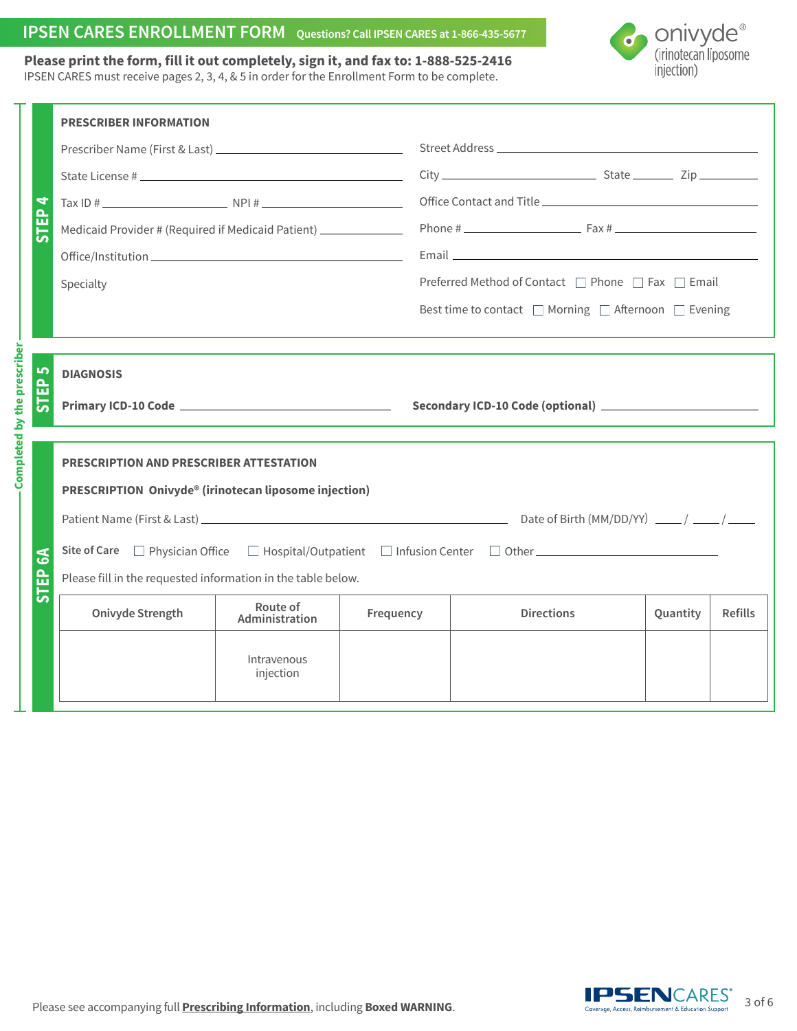# IPSEN CARES ENROLLMENT FORM

**Questions? Call IPSEN CARES at 1-866-435-5677**

**Please print the form, fill it out completely, sign it, and fax to: 1-888-525-2416**

IPSEN CARES must receive pages 2, 3, 4, & 5 in order for the Enrollment Form to be complete.

onivyde® (irinotecan liposome injection)

*Completed by the prescriber*

## STEP 4

**PRESCRIBER INFORMATION**

Prescriber Name (First & Last) \_\_\_\_\_\_\_\_\_\_\_\_\_\_\_\_\_\_\_\_

State License # \_\_\_\_\_\_\_\_\_\_\_\_\_\_\_\_\_\_\_\_

Tax ID # \_\_\_\_\_\_\_\_\_\_ NPI # \_\_\_\_\_\_\_\_\_\_

Medicaid Provider # (Required if Medicaid Patient) \_\_\_\_\_\_\_\_\_\_

Office/Institution \_\_\_\_\_\_\_\_\_\_\_\_\_\_\_\_\_\_\_\_

Specialty

Street Address \_\_\_\_\_\_\_\_\_\_\_\_\_\_\_\_\_\_\_\_

City \_\_\_\_\_\_\_\_\_\_ State \_\_\_\_\_ Zip \_\_\_\_\_

Office Contact and Title \_\_\_\_\_\_\_\_\_\_\_\_\_\_\_\_\_\_\_\_

Phone # \_\_\_\_\_\_\_\_\_\_ Fax # \_\_\_\_\_\_\_\_\_\_

Email \_\_\_\_\_\_\_\_\_\_\_\_\_\_\_\_\_\_\_\_

Preferred Method of Contact ☐ Phone ☐ Fax ☐ Email

Best time to contact ☐ Morning ☐ Afternoon ☐ Evening

## STEP 5

**DIAGNOSIS**

**Primary ICD-10 Code** \_\_\_\_\_\_\_\_\_\_\_\_\_\_\_\_\_\_\_\_

**Secondary ICD-10 Code (optional)** \_\_\_\_\_\_\_\_\_\_\_\_\_\_\_\_\_\_\_\_

## STEP 6A

**PRESCRIPTION AND PRESCRIBER ATTESTATION**

**PRESCRIPTION Onivyde® (irinotecan liposome injection)**

Patient Name (First & Last) \_\_\_\_\_\_\_\_\_\_\_\_\_\_\_\_\_\_\_\_ Date of Birth (MM/DD/YY) \_\_\_\_ / \_\_\_\_ / \_\_\_\_

**Site of Care** ☐ Physician Office ☐ Hospital/Outpatient ☐ Infusion Center ☐ Other \_\_\_\_\_\_\_\_\_\_

Please fill in the requested information in the table below.

| Onivyde Strength | Route of Administration | Frequency | Directions | Quantity | Refills |
|---|---|---|---|---|---|
| | Intravenous injection | | | | |

Please see accompanying full **Prescribing Information**, including **Boxed WARNING**.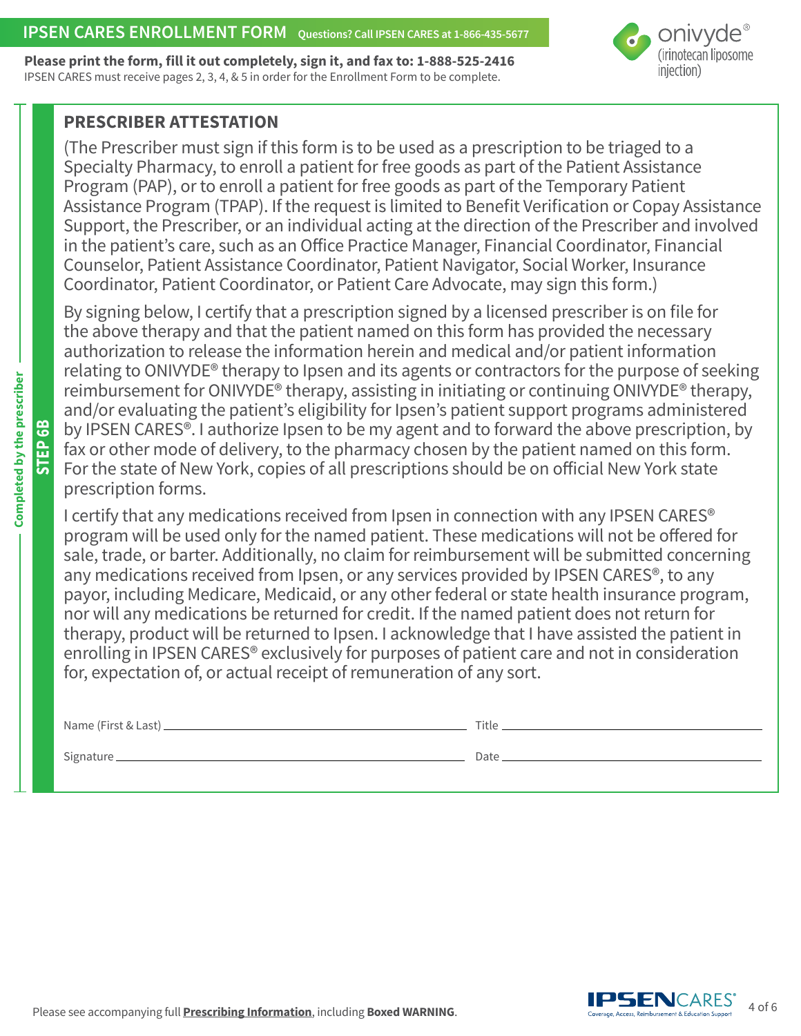# IPSEN CARES ENROLLMENT FORM

Questions? Call IPSEN CARES at 1-866-435-5677

**Please print the form, fill it out completely, sign it, and fax to: 1-888-525-2416**
IPSEN CARES must receive pages 2, 3, 4, & 5 in order for the Enrollment Form to be complete.

onivyde® (irinotecan liposome injection)

**STEP 6B** — Completed by the prescriber

## PRESCRIBER ATTESTATION

(The Prescriber must sign if this form is to be used as a prescription to be triaged to a Specialty Pharmacy, to enroll a patient for free goods as part of the Patient Assistance Program (PAP), or to enroll a patient for free goods as part of the Temporary Patient Assistance Program (TPAP). If the request is limited to Benefit Verification or Copay Assistance Support, the Prescriber, or an individual acting at the direction of the Prescriber and involved in the patient's care, such as an Office Practice Manager, Financial Coordinator, Financial Counselor, Patient Assistance Coordinator, Patient Navigator, Social Worker, Insurance Coordinator, Patient Coordinator, or Patient Care Advocate, may sign this form.)

By signing below, I certify that a prescription signed by a licensed prescriber is on file for the above therapy and that the patient named on this form has provided the necessary authorization to release the information herein and medical and/or patient information relating to ONIVYDE® therapy to Ipsen and its agents or contractors for the purpose of seeking reimbursement for ONIVYDE® therapy, assisting in initiating or continuing ONIVYDE® therapy, and/or evaluating the patient's eligibility for Ipsen's patient support programs administered by IPSEN CARES®. I authorize Ipsen to be my agent and to forward the above prescription, by fax or other mode of delivery, to the pharmacy chosen by the patient named on this form. For the state of New York, copies of all prescriptions should be on official New York state prescription forms.

I certify that any medications received from Ipsen in connection with any IPSEN CARES® program will be used only for the named patient. These medications will not be offered for sale, trade, or barter. Additionally, no claim for reimbursement will be submitted concerning any medications received from Ipsen, or any services provided by IPSEN CARES®, to any payor, including Medicare, Medicaid, or any other federal or state health insurance program, nor will any medications be returned for credit. If the named patient does not return for therapy, product will be returned to Ipsen. I acknowledge that I have assisted the patient in enrolling in IPSEN CARES® exclusively for purposes of patient care and not in consideration for, expectation of, or actual receipt of remuneration of any sort.

Name (First & Last) ______________________ Title ______________________

Signature ______________________ Date ______________________

Please see accompanying full **Prescribing Information**, including **Boxed WARNING**.

IPSEN CARES® Coverage, Access, Reimbursement & Education Support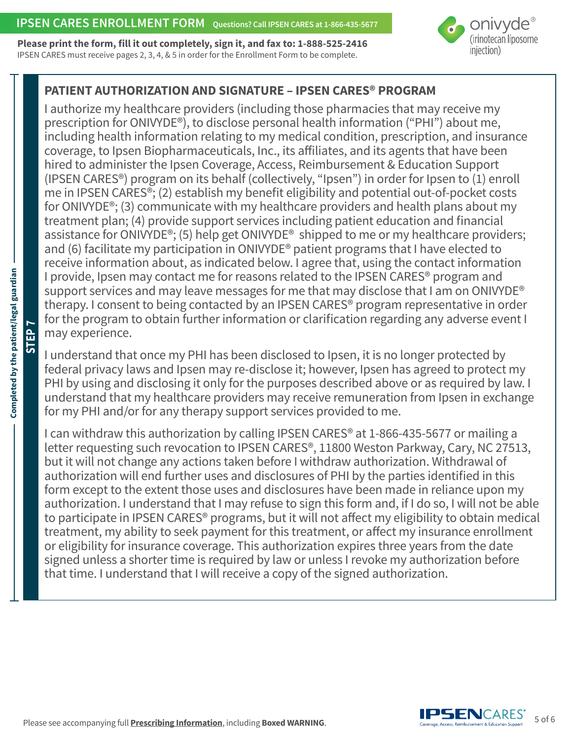## IPSEN CARES ENROLLMENT FORM

Questions? Call IPSEN CARES at 1-866-435-5677

**Please print the form, fill it out completely, sign it, and fax to: 1-888-525-2416**
IPSEN CARES must receive pages 2, 3, 4, & 5 in order for the Enrollment Form to be complete.

onivyde® (irinotecan liposome injection)

**STEP 7** — Completed by the patient/legal guardian

### PATIENT AUTHORIZATION AND SIGNATURE – IPSEN CARES® PROGRAM

I authorize my healthcare providers (including those pharmacies that may receive my prescription for ONIVYDE®), to disclose personal health information ("PHI") about me, including health information relating to my medical condition, prescription, and insurance coverage, to Ipsen Biopharmaceuticals, Inc., its affiliates, and its agents that have been hired to administer the Ipsen Coverage, Access, Reimbursement & Education Support (IPSEN CARES®) program on its behalf (collectively, "Ipsen") in order for Ipsen to (1) enroll me in IPSEN CARES®; (2) establish my benefit eligibility and potential out-of-pocket costs for ONIVYDE®; (3) communicate with my healthcare providers and health plans about my treatment plan; (4) provide support services including patient education and financial assistance for ONIVYDE®; (5) help get ONIVYDE® shipped to me or my healthcare providers; and (6) facilitate my participation in ONIVYDE® patient programs that I have elected to receive information about, as indicated below. I agree that, using the contact information I provide, Ipsen may contact me for reasons related to the IPSEN CARES® program and support services and may leave messages for me that may disclose that I am on ONIVYDE® therapy. I consent to being contacted by an IPSEN CARES® program representative in order for the program to obtain further information or clarification regarding any adverse event I may experience.

I understand that once my PHI has been disclosed to Ipsen, it is no longer protected by federal privacy laws and Ipsen may re-disclose it; however, Ipsen has agreed to protect my PHI by using and disclosing it only for the purposes described above or as required by law. I understand that my healthcare providers may receive remuneration from Ipsen in exchange for my PHI and/or for any therapy support services provided to me.

I can withdraw this authorization by calling IPSEN CARES® at 1-866-435-5677 or mailing a letter requesting such revocation to IPSEN CARES®, 11800 Weston Parkway, Cary, NC 27513, but it will not change any actions taken before I withdraw authorization. Withdrawal of authorization will end further uses and disclosures of PHI by the parties identified in this form except to the extent those uses and disclosures have been made in reliance upon my authorization. I understand that I may refuse to sign this form and, if I do so, I will not be able to participate in IPSEN CARES® programs, but it will not affect my eligibility to obtain medical treatment, my ability to seek payment for this treatment, or affect my insurance enrollment or eligibility for insurance coverage. This authorization expires three years from the date signed unless a shorter time is required by law or unless I revoke my authorization before that time. I understand that I will receive a copy of the signed authorization.

Please see accompanying full **Prescribing Information**, including **Boxed WARNING**.

IPSEN CARES® Coverage, Access, Reimbursement & Education Support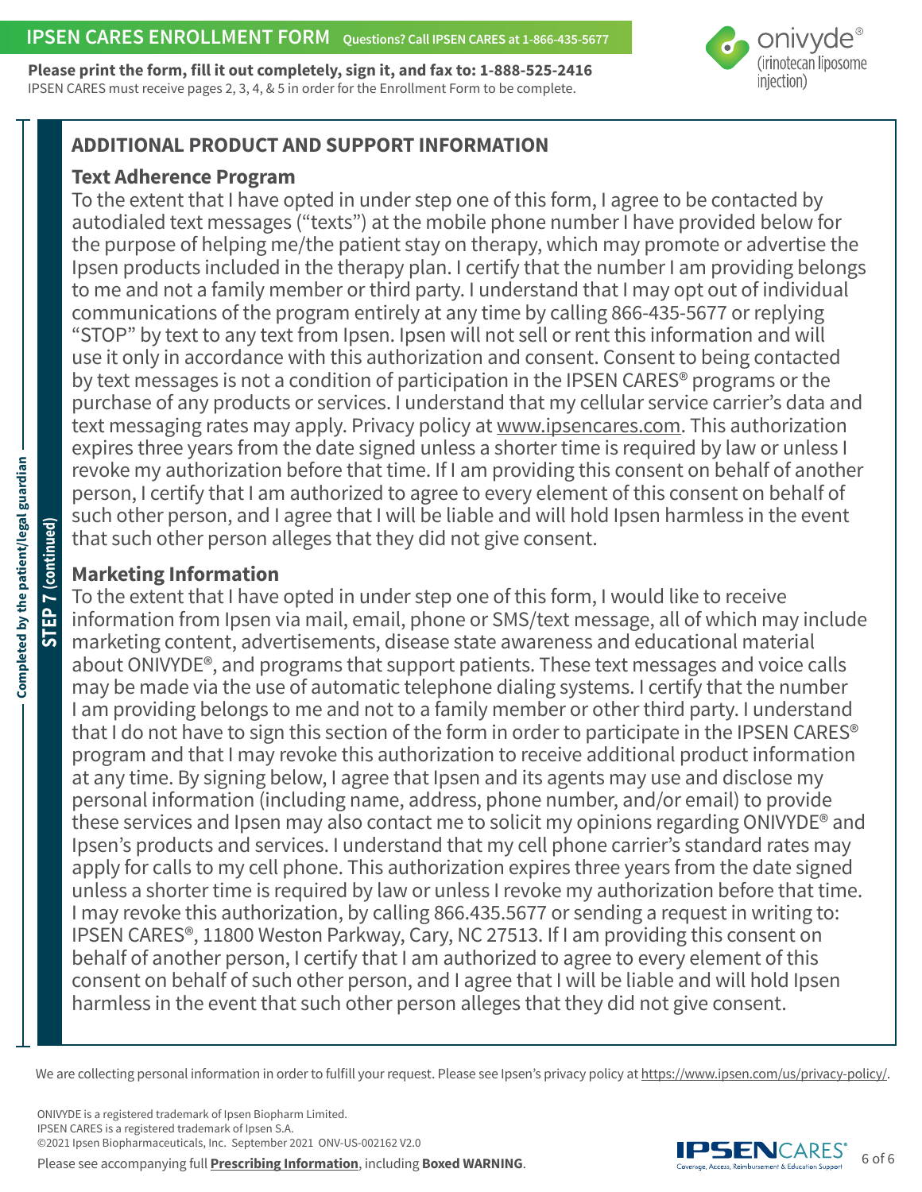**IPSEN CARES ENROLLMENT FORM** Questions? Call IPSEN CARES at 1-866-435-5677

**Please print the form, fill it out completely, sign it, and fax to: 1-888-525-2416**
IPSEN CARES must receive pages 2, 3, 4, & 5 in order for the Enrollment Form to be complete.

Completed by the patient/legal guardian

STEP 7 (continued)

## ADDITIONAL PRODUCT AND SUPPORT INFORMATION

### Text Adherence Program

To the extent that I have opted in under step one of this form, I agree to be contacted by autodialed text messages ("texts") at the mobile phone number I have provided below for the purpose of helping me/the patient stay on therapy, which may promote or advertise the Ipsen products included in the therapy plan. I certify that the number I am providing belongs to me and not a family member or third party. I understand that I may opt out of individual communications of the program entirely at any time by calling 866-435-5677 or replying "STOP" by text to any text from Ipsen. Ipsen will not sell or rent this information and will use it only in accordance with this authorization and consent. Consent to being contacted by text messages is not a condition of participation in the IPSEN CARES® programs or the purchase of any products or services. I understand that my cellular service carrier's data and text messaging rates may apply. Privacy policy at www.ipsencares.com. This authorization expires three years from the date signed unless a shorter time is required by law or unless I revoke my authorization before that time. If I am providing this consent on behalf of another person, I certify that I am authorized to agree to every element of this consent on behalf of such other person, and I agree that I will be liable and will hold Ipsen harmless in the event that such other person alleges that they did not give consent.

### Marketing Information

To the extent that I have opted in under step one of this form, I would like to receive information from Ipsen via mail, email, phone or SMS/text message, all of which may include marketing content, advertisements, disease state awareness and educational material about ONIVYDE®, and programs that support patients. These text messages and voice calls may be made via the use of automatic telephone dialing systems. I certify that the number I am providing belongs to me and not to a family member or other third party. I understand that I do not have to sign this section of the form in order to participate in the IPSEN CARES® program and that I may revoke this authorization to receive additional product information at any time. By signing below, I agree that Ipsen and its agents may use and disclose my personal information (including name, address, phone number, and/or email) to provide these services and Ipsen may also contact me to solicit my opinions regarding ONIVYDE® and Ipsen's products and services. I understand that my cell phone carrier's standard rates may apply for calls to my cell phone. This authorization expires three years from the date signed unless a shorter time is required by law or unless I revoke my authorization before that time. I may revoke this authorization, by calling 866.435.5677 or sending a request in writing to: IPSEN CARES®, 11800 Weston Parkway, Cary, NC 27513. If I am providing this consent on behalf of another person, I certify that I am authorized to agree to every element of this consent on behalf of such other person, and I agree that I will be liable and will hold Ipsen harmless in the event that such other person alleges that they did not give consent.

We are collecting personal information in order to fulfill your request. Please see Ipsen's privacy policy at https://www.ipsen.com/us/privacy-policy/.

ONIVYDE is a registered trademark of Ipsen Biopharm Limited.
IPSEN CARES is a registered trademark of Ipsen S.A.
©2021 Ipsen Biopharmaceuticals, Inc. September 2021 ONV-US-002162 V2.0

Please see accompanying full **Prescribing Information**, including **Boxed WARNING**.